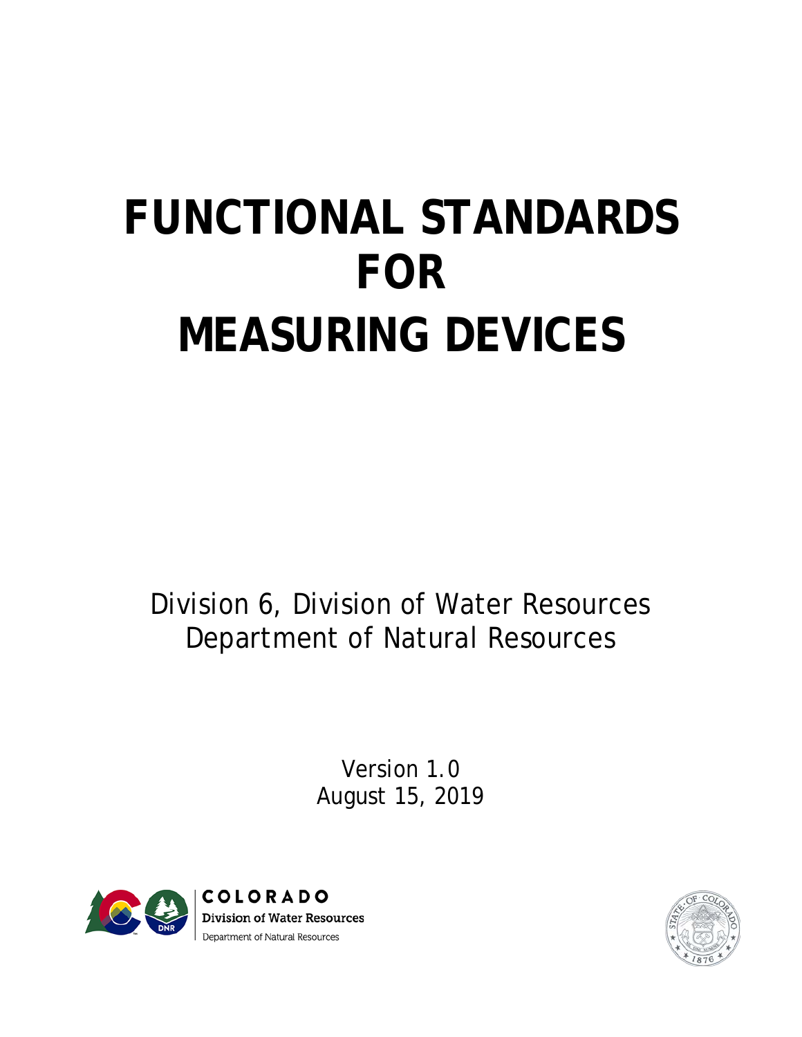# FUNCTIONAL STANDARDS FOR MEASURING DEVICES

Division 6, Division of Water Resources
Department of Natural Resources

Version 1.0
August 15, 2019

COLORADO
Division of Water Resources
Department of Natural Resources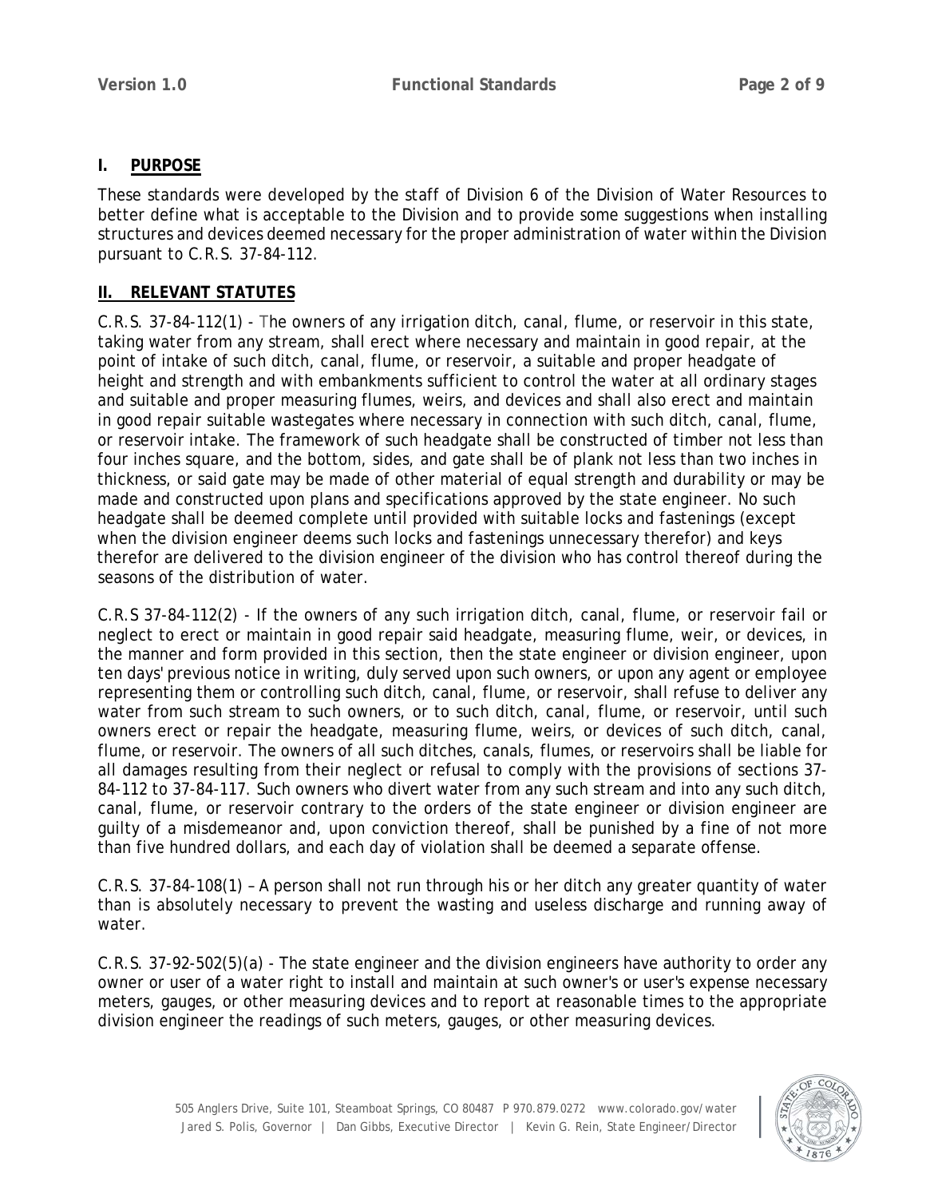## I. PURPOSE

These standards were developed by the staff of Division 6 of the Division of Water Resources to better define what is acceptable to the Division and to provide some suggestions when installing structures and devices deemed necessary for the proper administration of water within the Division pursuant to C.R.S. 37-84-112.

## II. RELEVANT STATUTES

C.R.S. 37-84-112(1) - The owners of any irrigation ditch, canal, flume, or reservoir in this state, taking water from any stream, shall erect where necessary and maintain in good repair, at the point of intake of such ditch, canal, flume, or reservoir, a suitable and proper headgate of height and strength and with embankments sufficient to control the water at all ordinary stages and suitable and proper measuring flumes, weirs, and devices and shall also erect and maintain in good repair suitable wastegates where necessary in connection with such ditch, canal, flume, or reservoir intake. The framework of such headgate shall be constructed of timber not less than four inches square, and the bottom, sides, and gate shall be of plank not less than two inches in thickness, or said gate may be made of other material of equal strength and durability or may be made and constructed upon plans and specifications approved by the state engineer. No such headgate shall be deemed complete until provided with suitable locks and fastenings (except when the division engineer deems such locks and fastenings unnecessary therefor) and keys therefor are delivered to the division engineer of the division who has control thereof during the seasons of the distribution of water.

C.R.S 37-84-112(2) - If the owners of any such irrigation ditch, canal, flume, or reservoir fail or neglect to erect or maintain in good repair said headgate, measuring flume, weir, or devices, in the manner and form provided in this section, then the state engineer or division engineer, upon ten days' previous notice in writing, duly served upon such owners, or upon any agent or employee representing them or controlling such ditch, canal, flume, or reservoir, shall refuse to deliver any water from such stream to such owners, or to such ditch, canal, flume, or reservoir, until such owners erect or repair the headgate, measuring flume, weirs, or devices of such ditch, canal, flume, or reservoir. The owners of all such ditches, canals, flumes, or reservoirs shall be liable for all damages resulting from their neglect or refusal to comply with the provisions of sections 37-84-112 to 37-84-117. Such owners who divert water from any such stream and into any such ditch, canal, flume, or reservoir contrary to the orders of the state engineer or division engineer are guilty of a misdemeanor and, upon conviction thereof, shall be punished by a fine of not more than five hundred dollars, and each day of violation shall be deemed a separate offense.

C.R.S. 37-84-108(1) – A person shall not run through his or her ditch any greater quantity of water than is absolutely necessary to prevent the wasting and useless discharge and running away of water.

C.R.S. 37-92-502(5)(a) - The state engineer and the division engineers have authority to order any owner or user of a water right to install and maintain at such owner's or user's expense necessary meters, gauges, or other measuring devices and to report at reasonable times to the appropriate division engineer the readings of such meters, gauges, or other measuring devices.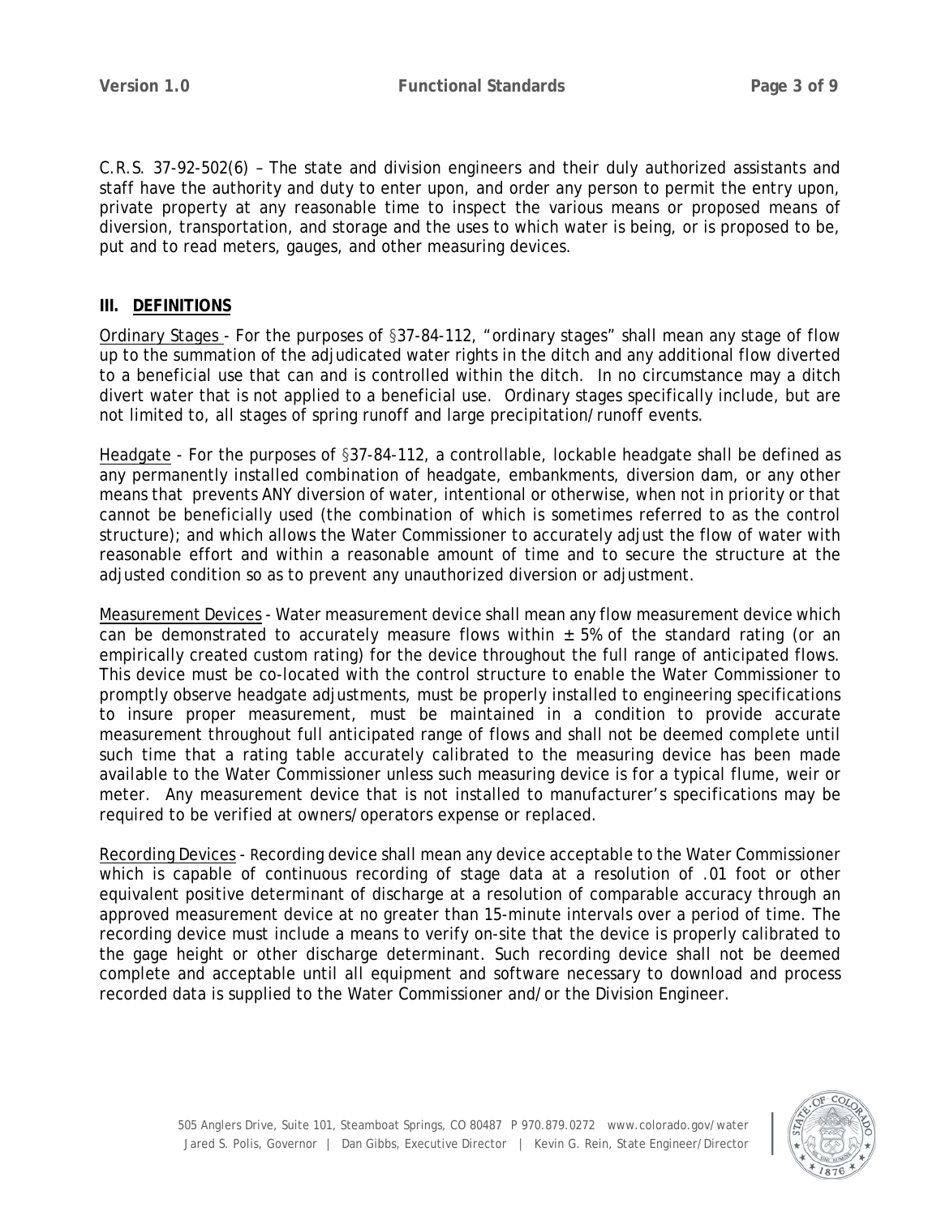C.R.S. 37-92-502(6) – The state and division engineers and their duly authorized assistants and staff have the authority and duty to enter upon, and order any person to permit the entry upon, private property at any reasonable time to inspect the various means or proposed means of diversion, transportation, and storage and the uses to which water is being, or is proposed to be, put and to read meters, gauges, and other measuring devices.

## III. DEFINITIONS

Ordinary Stages - For the purposes of §37-84-112, "ordinary stages" shall mean any stage of flow up to the summation of the adjudicated water rights in the ditch and any additional flow diverted to a beneficial use that can and is controlled within the ditch. In no circumstance may a ditch divert water that is not applied to a beneficial use. Ordinary stages specifically include, but are not limited to, all stages of spring runoff and large precipitation/runoff events.

Headgate - For the purposes of §37-84-112, a controllable, lockable headgate shall be defined as any permanently installed combination of headgate, embankments, diversion dam, or any other means that prevents ANY diversion of water, intentional or otherwise, when not in priority or that cannot be beneficially used (the combination of which is sometimes referred to as the control structure); and which allows the Water Commissioner to accurately adjust the flow of water with reasonable effort and within a reasonable amount of time and to secure the structure at the adjusted condition so as to prevent any unauthorized diversion or adjustment.

Measurement Devices - Water measurement device shall mean any flow measurement device which can be demonstrated to accurately measure flows within ± 5% of the standard rating (or an empirically created custom rating) for the device throughout the full range of anticipated flows. This device must be co-located with the control structure to enable the Water Commissioner to promptly observe headgate adjustments, must be properly installed to engineering specifications to insure proper measurement, must be maintained in a condition to provide accurate measurement throughout full anticipated range of flows and shall not be deemed complete until such time that a rating table accurately calibrated to the measuring device has been made available to the Water Commissioner unless such measuring device is for a typical flume, weir or meter. Any measurement device that is not installed to manufacturer's specifications may be required to be verified at owners/operators expense or replaced.

Recording Devices - Recording device shall mean any device acceptable to the Water Commissioner which is capable of continuous recording of stage data at a resolution of .01 foot or other equivalent positive determinant of discharge at a resolution of comparable accuracy through an approved measurement device at no greater than 15-minute intervals over a period of time. The recording device must include a means to verify on-site that the device is properly calibrated to the gage height or other discharge determinant. Such recording device shall not be deemed complete and acceptable until all equipment and software necessary to download and process recorded data is supplied to the Water Commissioner and/or the Division Engineer.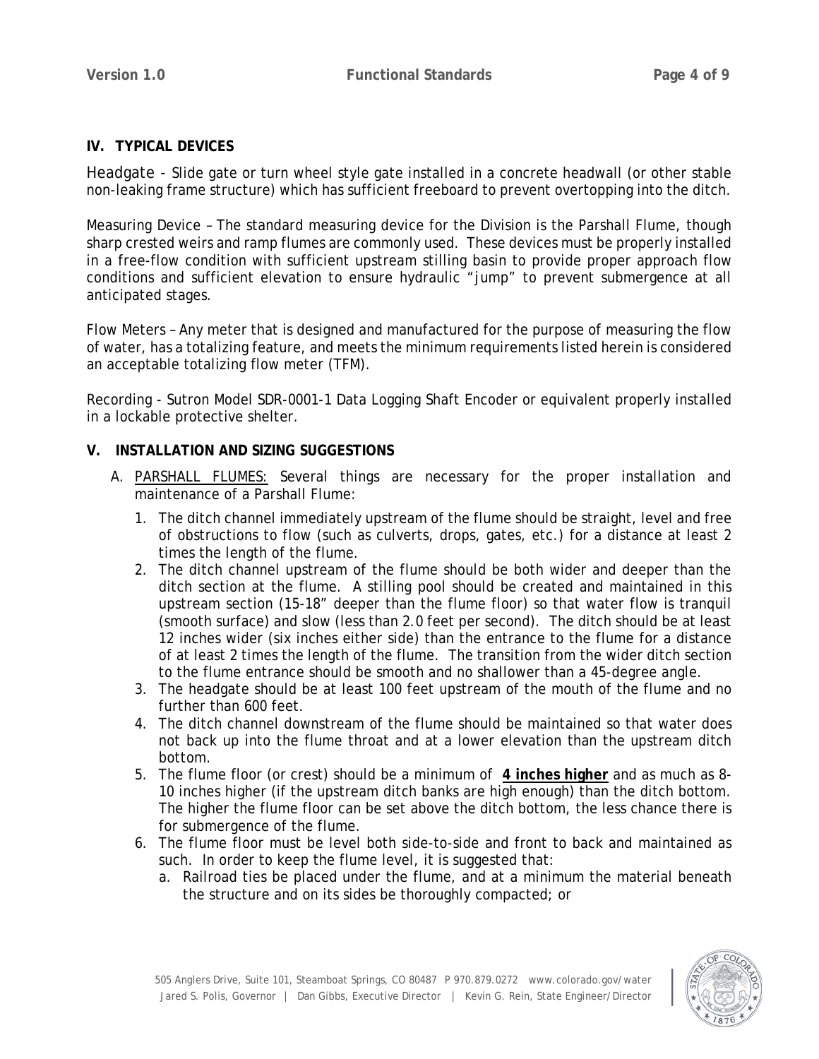## IV. TYPICAL DEVICES

Headgate - Slide gate or turn wheel style gate installed in a concrete headwall (or other stable non-leaking frame structure) which has sufficient freeboard to prevent overtopping into the ditch.

Measuring Device – The standard measuring device for the Division is the Parshall Flume, though sharp crested weirs and ramp flumes are commonly used. These devices must be properly installed in a free-flow condition with sufficient upstream stilling basin to provide proper approach flow conditions and sufficient elevation to ensure hydraulic "jump" to prevent submergence at all anticipated stages.

Flow Meters – Any meter that is designed and manufactured for the purpose of measuring the flow of water, has a totalizing feature, and meets the minimum requirements listed herein is considered an acceptable totalizing flow meter (TFM).

Recording - Sutron Model SDR-0001-1 Data Logging Shaft Encoder or equivalent properly installed in a lockable protective shelter.

## V. INSTALLATION AND SIZING SUGGESTIONS

A. PARSHALL FLUMES: Several things are necessary for the proper installation and maintenance of a Parshall Flume:

1. The ditch channel immediately upstream of the flume should be straight, level and free of obstructions to flow (such as culverts, drops, gates, etc.) for a distance at least 2 times the length of the flume.
2. The ditch channel upstream of the flume should be both wider and deeper than the ditch section at the flume. A stilling pool should be created and maintained in this upstream section (15-18" deeper than the flume floor) so that water flow is tranquil (smooth surface) and slow (less than 2.0 feet per second). The ditch should be at least 12 inches wider (six inches either side) than the entrance to the flume for a distance of at least 2 times the length of the flume. The transition from the wider ditch section to the flume entrance should be smooth and no shallower than a 45-degree angle.
3. The headgate should be at least 100 feet upstream of the mouth of the flume and no further than 600 feet.
4. The ditch channel downstream of the flume should be maintained so that water does not back up into the flume throat and at a lower elevation than the upstream ditch bottom.
5. The flume floor (or crest) should be a minimum of **4 inches higher** and as much as 8-10 inches higher (if the upstream ditch banks are high enough) than the ditch bottom. The higher the flume floor can be set above the ditch bottom, the less chance there is for submergence of the flume.
6. The flume floor must be level both side-to-side and front to back and maintained as such. In order to keep the flume level, it is suggested that:
   a. Railroad ties be placed under the flume, and at a minimum the material beneath the structure and on its sides be thoroughly compacted; or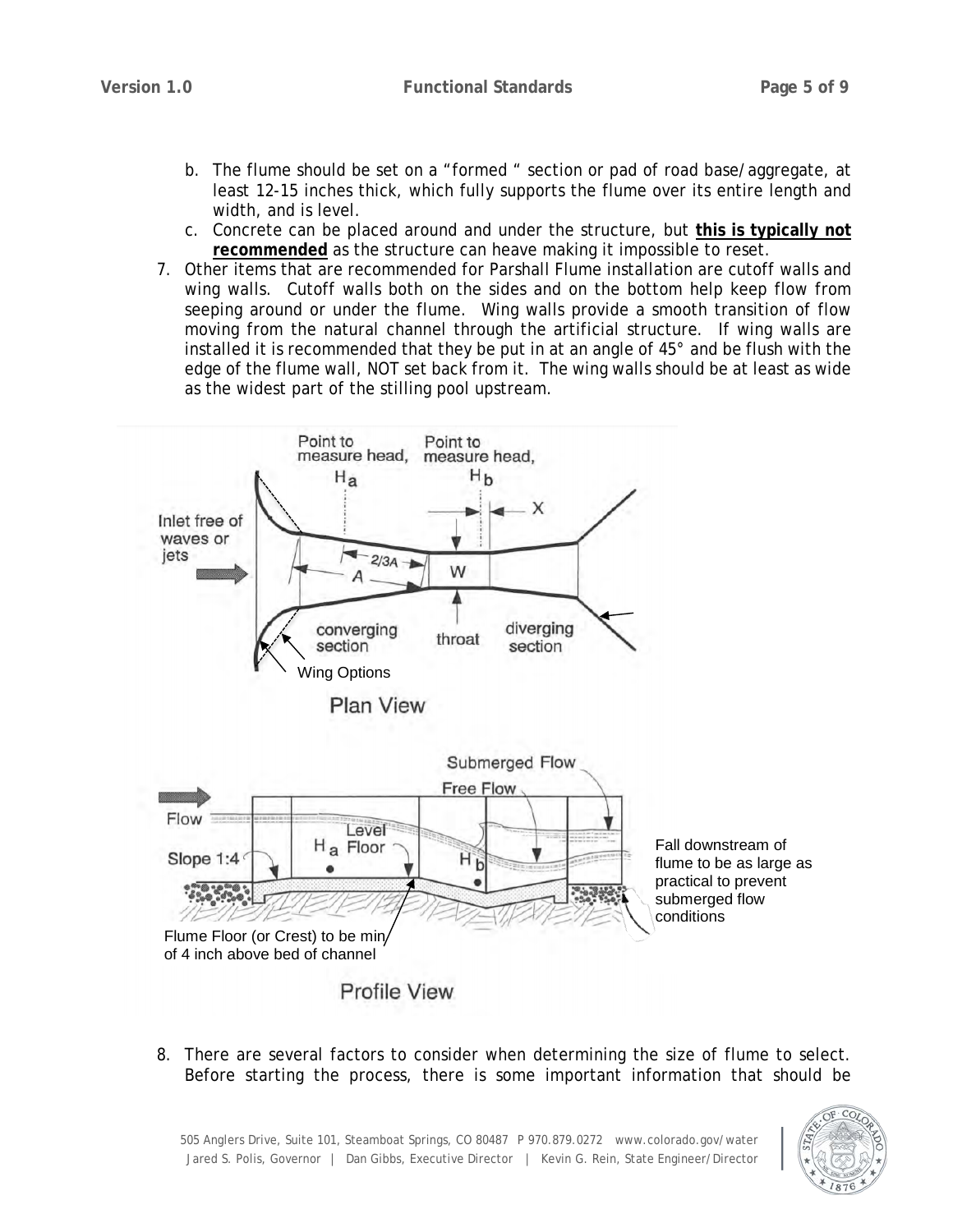b. The flume should be set on a "formed " section or pad of road base/aggregate, at least 12-15 inches thick, which fully supports the flume over its entire length and width, and is level.
c. Concrete can be placed around and under the structure, but **this is typically not recommended** as the structure can heave making it impossible to reset.

7. Other items that are recommended for Parshall Flume installation are cutoff walls and wing walls. Cutoff walls both on the sides and on the bottom help keep flow from seeping around or under the flume. Wing walls provide a smooth transition of flow moving from the natural channel through the artificial structure. If wing walls are installed it is recommended that they be put in at an angle of 45° and be flush with the edge of the flume wall, NOT set back from it. The wing walls should be at least as wide as the widest part of the stilling pool upstream.

Point to measure head, $H_a$ — Point to measure head, $H_b$ — X — Inlet free of waves or jets — 2/3A — A — W — converging section — throat — diverging section — Wing Options

Plan View

Submerged Flow — Free Flow — Flow — Level Floor — $H_a$ — $H_b$ — Slope 1:4 — Fall downstream of flume to be as large as practical to prevent submerged flow conditions — Flume Floor (or Crest) to be min of 4 inch above bed of channel

Profile View

8. There are several factors to consider when determining the size of flume to select. Before starting the process, there is some important information that should be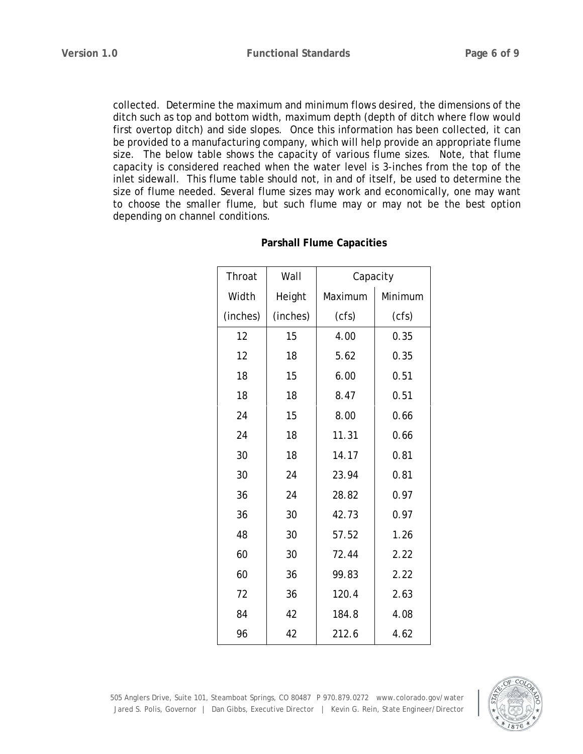collected. Determine the maximum and minimum flows desired, the dimensions of the ditch such as top and bottom width, maximum depth (depth of ditch where flow would first overtop ditch) and side slopes. Once this information has been collected, it can be provided to a manufacturing company, which will help provide an appropriate flume size. The below table shows the capacity of various flume sizes. Note, that flume capacity is considered reached when the water level is 3-inches from the top of the inlet sidewall. This flume table should not, in and of itself, be used to determine the size of flume needed. Several flume sizes may work and economically, one may want to choose the smaller flume, but such flume may or may not be the best option depending on channel conditions.

**Parshall Flume Capacities**

| Throat Width (inches) | Wall Height (inches) | Capacity Maximum (cfs) | Capacity Minimum (cfs) |
|---|---|---|---|
| 12 | 15 | 4.00 | 0.35 |
| 12 | 18 | 5.62 | 0.35 |
| 18 | 15 | 6.00 | 0.51 |
| 18 | 18 | 8.47 | 0.51 |
| 24 | 15 | 8.00 | 0.66 |
| 24 | 18 | 11.31 | 0.66 |
| 30 | 18 | 14.17 | 0.81 |
| 30 | 24 | 23.94 | 0.81 |
| 36 | 24 | 28.82 | 0.97 |
| 36 | 30 | 42.73 | 0.97 |
| 48 | 30 | 57.52 | 1.26 |
| 60 | 30 | 72.44 | 2.22 |
| 60 | 36 | 99.83 | 2.22 |
| 72 | 36 | 120.4 | 2.63 |
| 84 | 42 | 184.8 | 4.08 |
| 96 | 42 | 212.6 | 4.62 |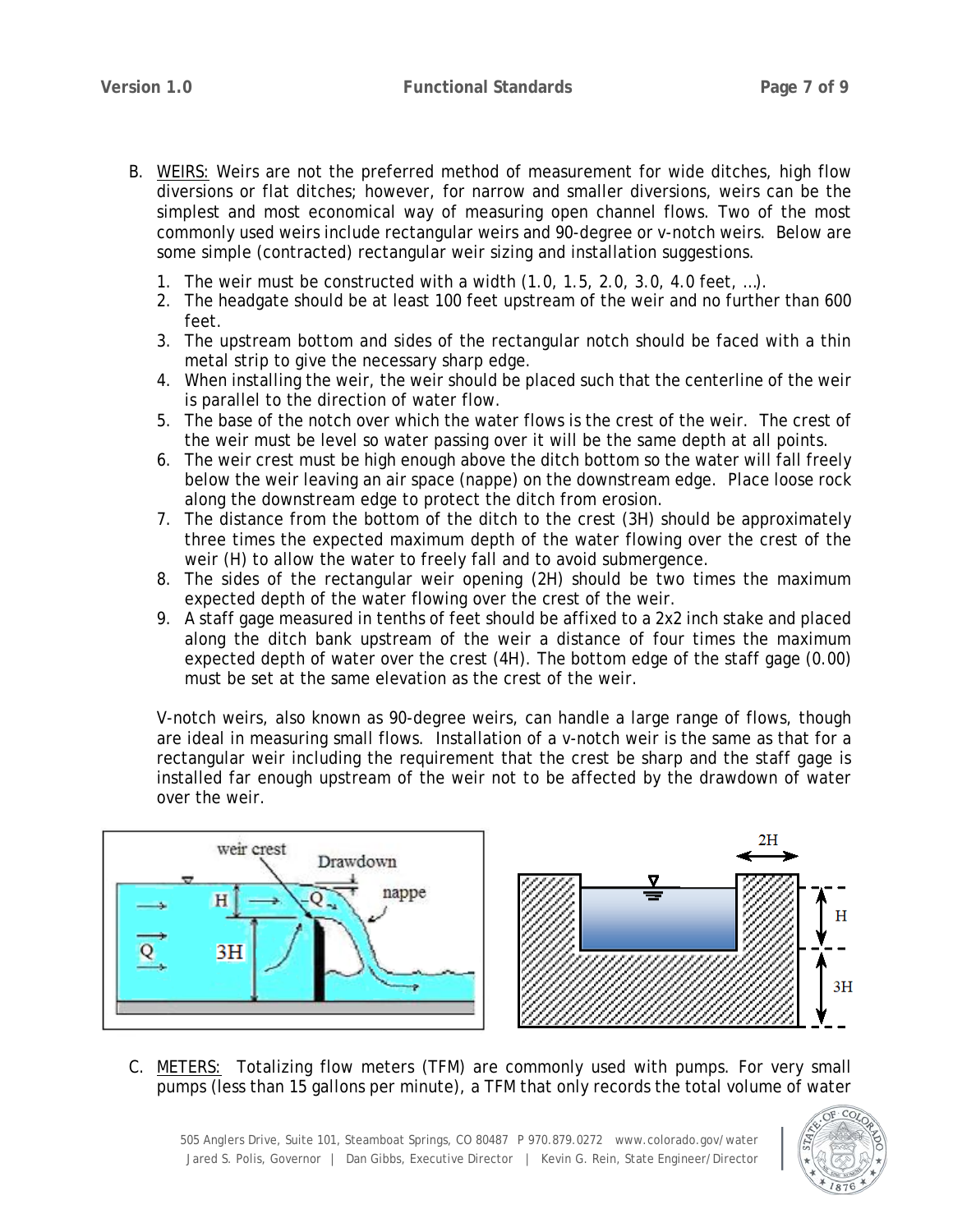B. WEIRS: Weirs are not the preferred method of measurement for wide ditches, high flow diversions or flat ditches; however, for narrow and smaller diversions, weirs can be the simplest and most economical way of measuring open channel flows. Two of the most commonly used weirs include rectangular weirs and 90-degree or v-notch weirs. Below are some simple (contracted) rectangular weir sizing and installation suggestions.

   1. The weir must be constructed with a width (1.0, 1.5, 2.0, 3.0, 4.0 feet, …).
   2. The headgate should be at least 100 feet upstream of the weir and no further than 600 feet.
   3. The upstream bottom and sides of the rectangular notch should be faced with a thin metal strip to give the necessary sharp edge.
   4. When installing the weir, the weir should be placed such that the centerline of the weir is parallel to the direction of water flow.
   5. The base of the notch over which the water flows is the crest of the weir. The crest of the weir must be level so water passing over it will be the same depth at all points.
   6. The weir crest must be high enough above the ditch bottom so the water will fall freely below the weir leaving an air space (nappe) on the downstream edge. Place loose rock along the downstream edge to protect the ditch from erosion.
   7. The distance from the bottom of the ditch to the crest (3H) should be approximately three times the expected maximum depth of the water flowing over the crest of the weir (H) to allow the water to freely fall and to avoid submergence.
   8. The sides of the rectangular weir opening (2H) should be two times the maximum expected depth of the water flowing over the crest of the weir.
   9. A staff gage measured in tenths of feet should be affixed to a 2x2 inch stake and placed along the ditch bank upstream of the weir a distance of four times the maximum expected depth of water over the crest (4H). The bottom edge of the staff gage (0.00) must be set at the same elevation as the crest of the weir.

   V-notch weirs, also known as 90-degree weirs, can handle a large range of flows, though are ideal in measuring small flows. Installation of a v-notch weir is the same as that for a rectangular weir including the requirement that the crest be sharp and the staff gage is installed far enough upstream of the weir not to be affected by the drawdown of water over the weir.

C. METERS: Totalizing flow meters (TFM) are commonly used with pumps. For very small pumps (less than 15 gallons per minute), a TFM that only records the total volume of water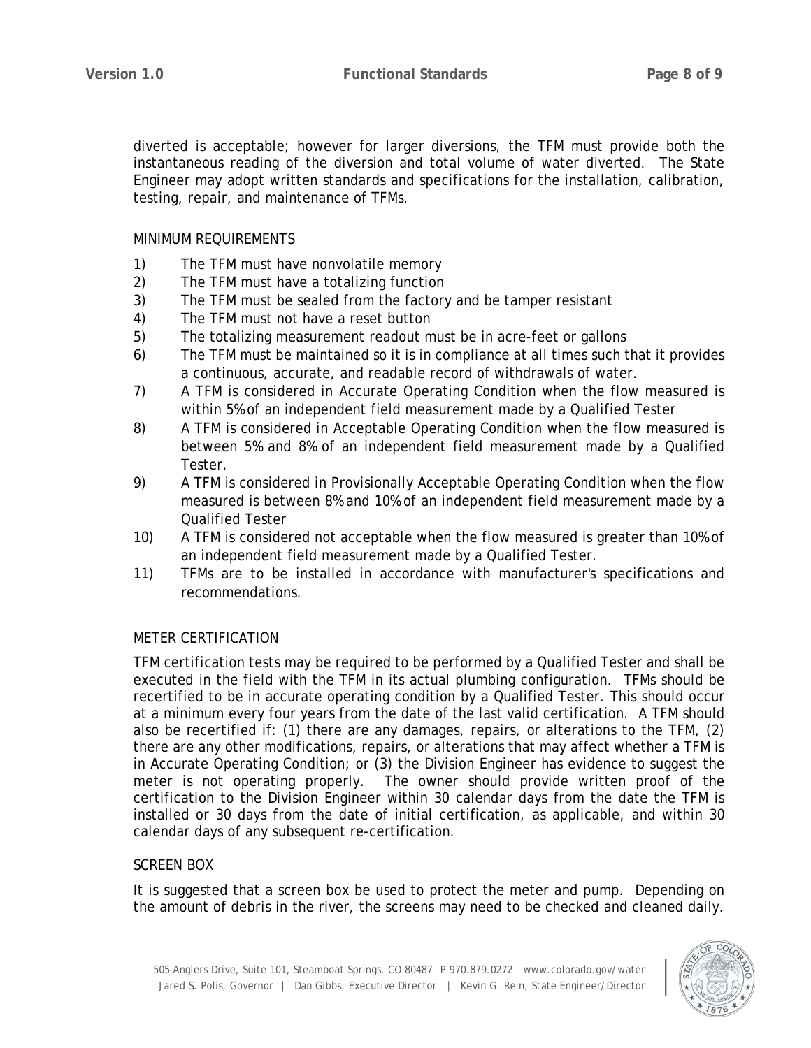diverted is acceptable; however for larger diversions, the TFM must provide both the instantaneous reading of the diversion and total volume of water diverted. The State Engineer may adopt written standards and specifications for the installation, calibration, testing, repair, and maintenance of TFMs.

## MINIMUM REQUIREMENTS

1) The TFM must have nonvolatile memory
2) The TFM must have a totalizing function
3) The TFM must be sealed from the factory and be tamper resistant
4) The TFM must not have a reset button
5) The totalizing measurement readout must be in acre-feet or gallons
6) The TFM must be maintained so it is in compliance at all times such that it provides a continuous, accurate, and readable record of withdrawals of water.
7) A TFM is considered in Accurate Operating Condition when the flow measured is within 5% of an independent field measurement made by a Qualified Tester
8) A TFM is considered in Acceptable Operating Condition when the flow measured is between 5% and 8% of an independent field measurement made by a Qualified Tester.
9) A TFM is considered in Provisionally Acceptable Operating Condition when the flow measured is between 8% and 10% of an independent field measurement made by a Qualified Tester
10) A TFM is considered not acceptable when the flow measured is greater than 10% of an independent field measurement made by a Qualified Tester.
11) TFMs are to be installed in accordance with manufacturer's specifications and recommendations.

## METER CERTIFICATION

TFM certification tests may be required to be performed by a Qualified Tester and shall be executed in the field with the TFM in its actual plumbing configuration. TFMs should be recertified to be in accurate operating condition by a Qualified Tester. This should occur at a minimum every four years from the date of the last valid certification. A TFM should also be recertified if: (1) there are any damages, repairs, or alterations to the TFM, (2) there are any other modifications, repairs, or alterations that may affect whether a TFM is in Accurate Operating Condition; or (3) the Division Engineer has evidence to suggest the meter is not operating properly. The owner should provide written proof of the certification to the Division Engineer within 30 calendar days from the date the TFM is installed or 30 days from the date of initial certification, as applicable, and within 30 calendar days of any subsequent re-certification.

## SCREEN BOX

It is suggested that a screen box be used to protect the meter and pump. Depending on the amount of debris in the river, the screens may need to be checked and cleaned daily.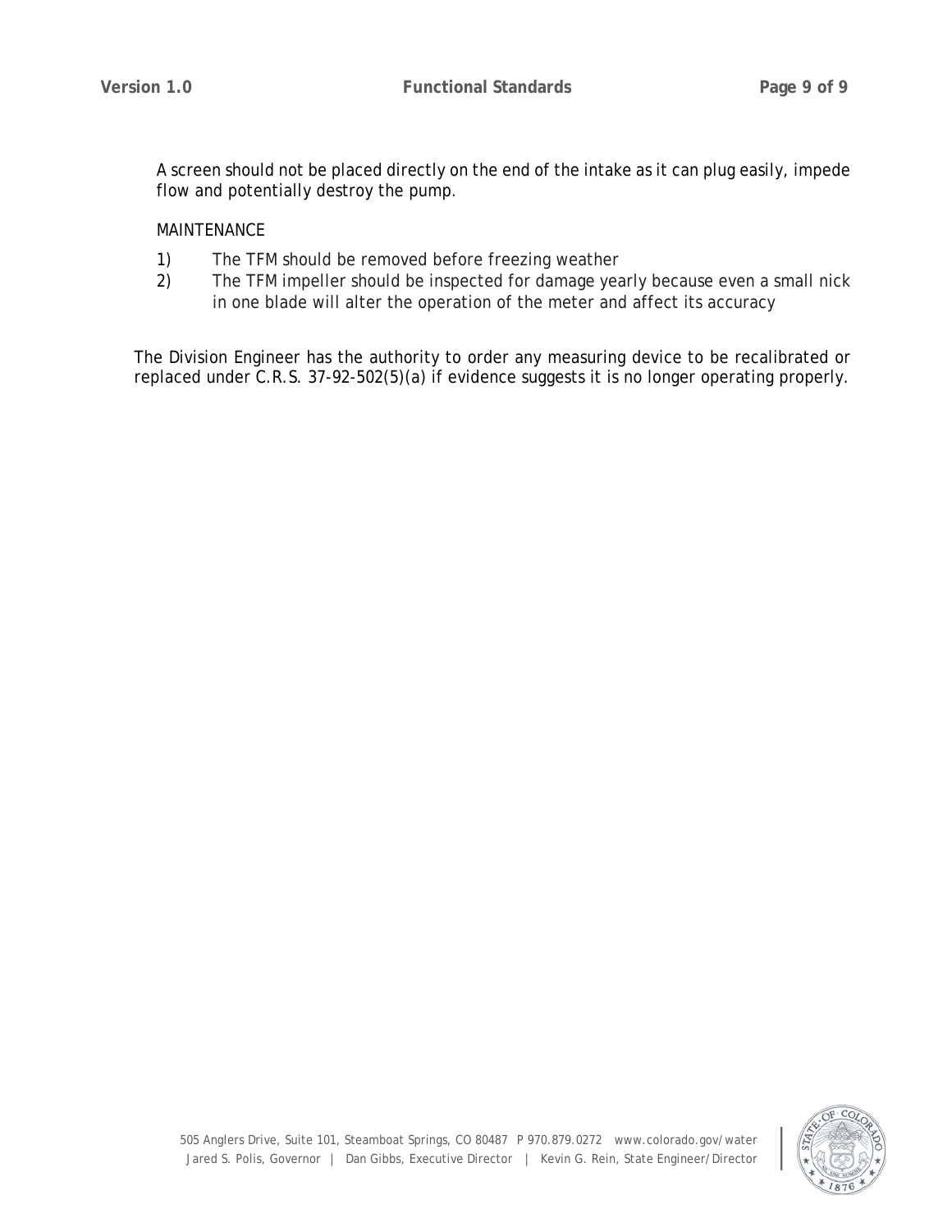A screen should not be placed directly on the end of the intake as it can plug easily, impede flow and potentially destroy the pump.

MAINTENANCE

1) The TFM should be removed before freezing weather
2) The TFM impeller should be inspected for damage yearly because even a small nick in one blade will alter the operation of the meter and affect its accuracy

The Division Engineer has the authority to order any measuring device to be recalibrated or replaced under C.R.S. 37-92-502(5)(a) if evidence suggests it is no longer operating properly.